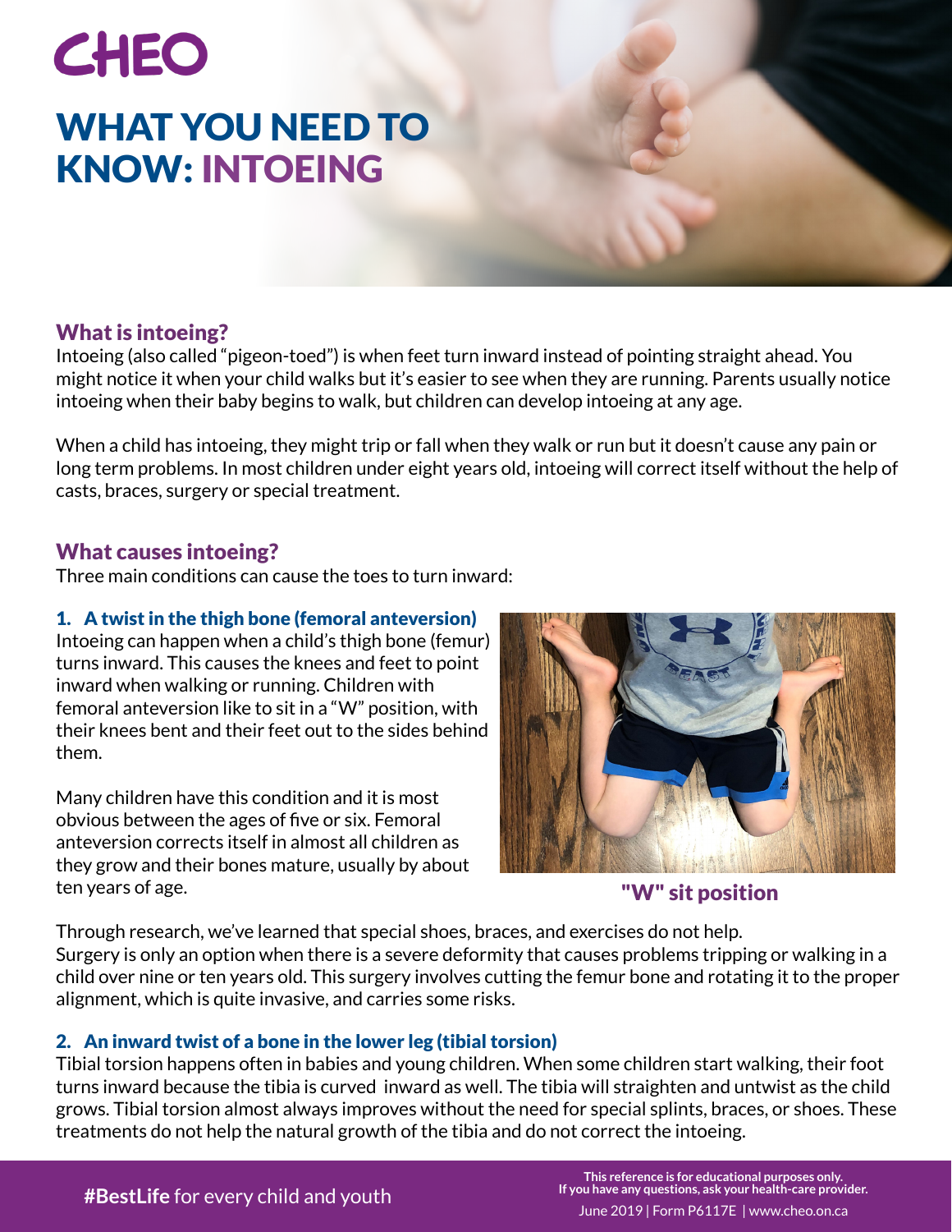CHEO

# WHAT YOU NEED TO KNOW: INTOEING

## What is intoeing?

Intoeing (also called "pigeon-toed") is when feet turn inward instead of pointing straight ahead. You might notice it when your child walks but it's easier to see when they are running. Parents usually notice intoeing when their baby begins to walk, but children can develop intoeing at any age.

When a child has intoeing, they might trip or fall when they walk or run but it doesn't cause any pain or long term problems. In most children under eight years old, intoeing will correct itself without the help of casts, braces, surgery or special treatment.

## What causes intoeing?

Three main conditions can cause the toes to turn inward:

### 1. A twist in the thigh bone (femoral anteversion)

Intoeing can happen when a child's thigh bone (femur) turns inward. This causes the knees and feet to point inward when walking or running. Children with femoral anteversion like to sit in a "W" position, with their knees bent and their feet out to the sides behind them.

Many children have this condition and it is most obvious between the ages of five or six. Femoral anteversion corrects itself in almost all children as they grow and their bones mature, usually by about ten years of age.

"W" sit position

Through research, we've learned that special shoes, braces, and exercises do not help. Surgery is only an option when there is a severe deformity that causes problems tripping or walking in a child over nine or ten years old. This surgery involves cutting the femur bone and rotating it to the proper alignment, which is quite invasive, and carries some risks.

### 2. An inward twist of a bone in the lower leg (tibial torsion)

Tibial torsion happens often in babies and young children. When some children start walking, their foot turns inward because the tibia is curved inward as well. The tibia will straighten and untwist as the child grows. Tibial torsion almost always improves without the need for special splints, braces, or shoes. These treatments do not help the natural growth of the tibia and do not correct the intoeing.

**#BestLife** for every child and youth

**This reference is for educational purposes only. If you have any questions, ask your health-care provider.**

June 2019 | Form P6117E | www.cheo.on.ca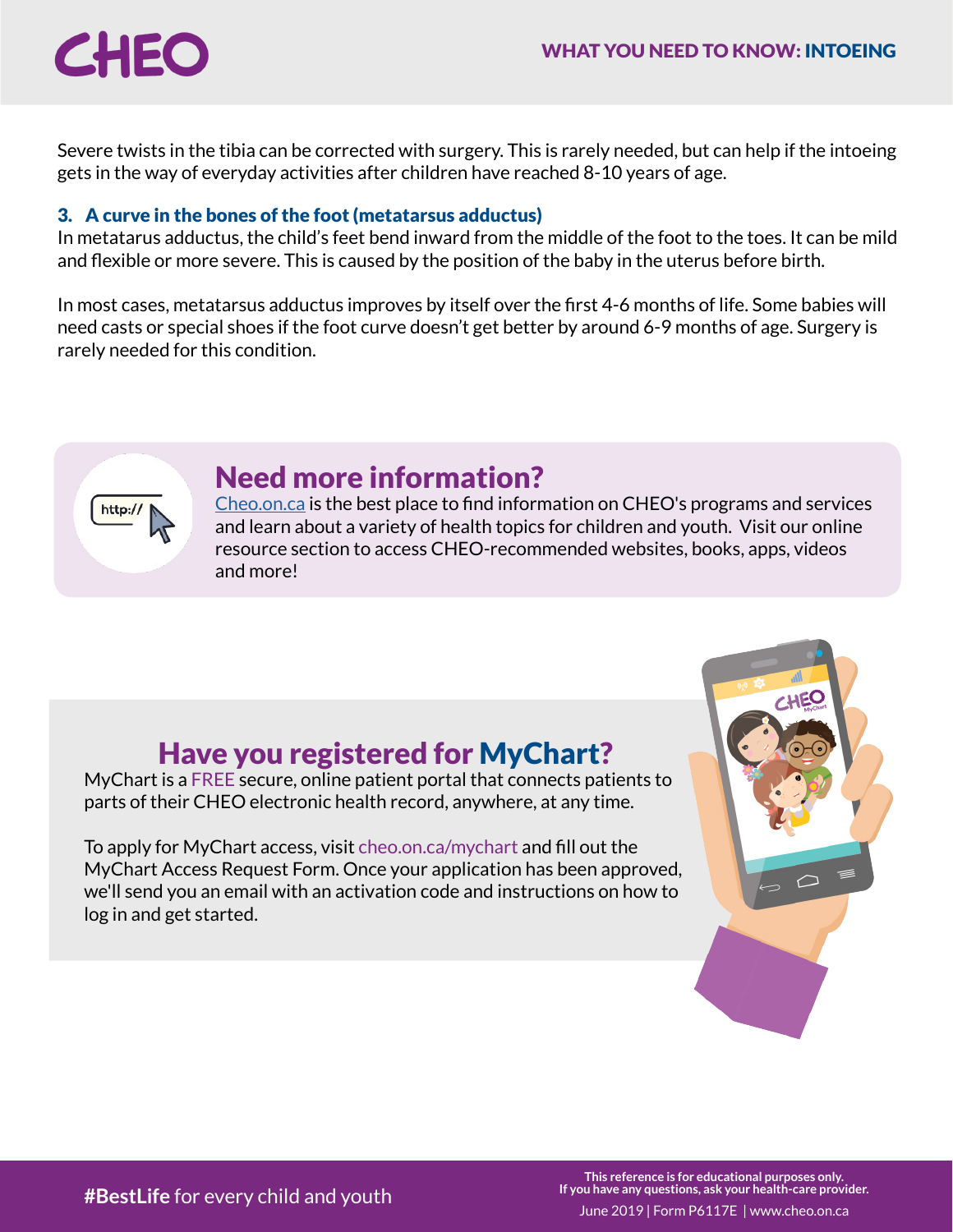Severe twists in the tibia can be corrected with surgery. This is rarely needed, but can help if the intoeing gets in the way of everyday activities after children have reached 8-10 years of age.

### 3. A curve in the bones of the foot (metatarsus adductus)

In metatarus adductus, the child's feet bend inward from the middle of the foot to the toes. It can be mild and flexible or more severe. This is caused by the position of the baby in the uterus before birth.

In most cases, metatarsus adductus improves by itself over the first 4-6 months of life. Some babies will need casts or special shoes if the foot curve doesn't get better by around 6-9 months of age. Surgery is rarely needed for this condition.

## Need more information?

Cheo.on.ca is the best place to find information on CHEO's programs and services and learn about a variety of health topics for children and youth. Visit our online resource section to access CHEO-recommended websites, books, apps, videos and more!

## Have you registered for MyChart?

MyChart is a FREE secure, online patient portal that connects patients to parts of their CHEO electronic health record, anywhere, at any time.

To apply for MyChart access, visit cheo.on.ca/mychart and fill out the MyChart Access Request Form. Once your application has been approved, we'll send you an email with an activation code and instructions on how to log in and get started.

**#BestLife** for every child and youth

**This reference is for educational purposes only.**
**If you have any questions, ask your health-care provider.**

June 2019 | Form P6117E | www.cheo.on.ca